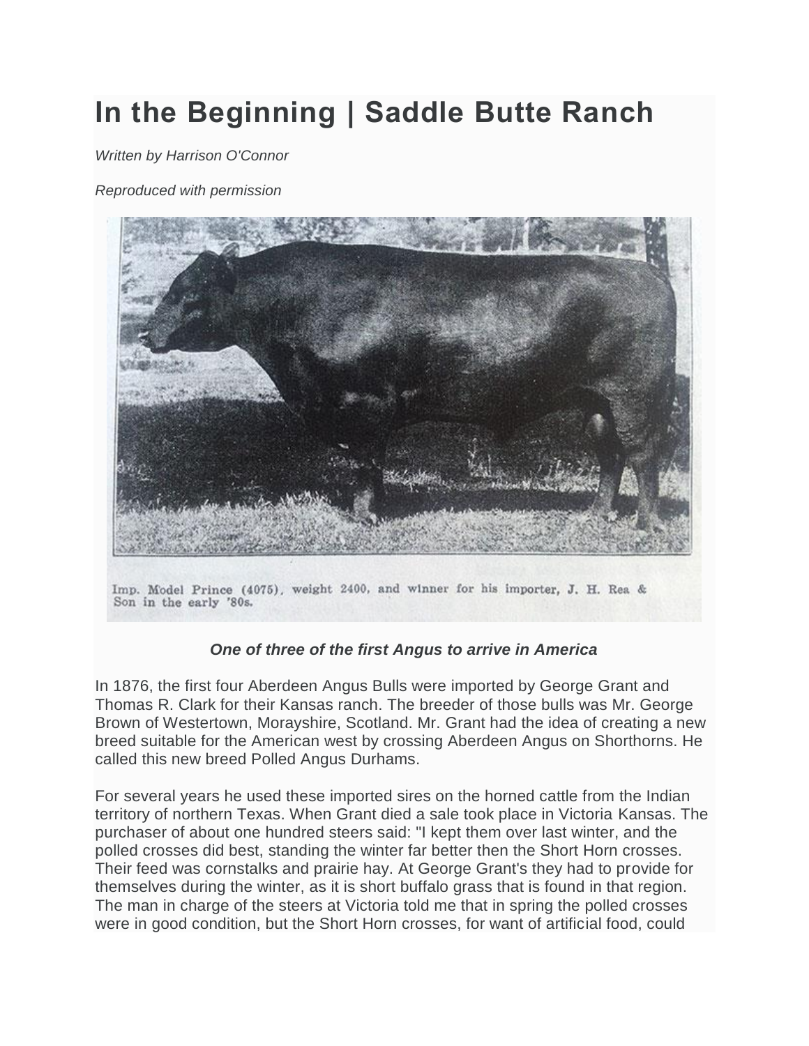# In the Beginning | Saddle Butte Ranch

*Written by Harrison O'Connor*

*Reproduced with permission*

Imp. Model Prince (4075), weight 2400, and winner for his importer, J. H. Rea & Son in the early '80s.

***One of three of the first Angus to arrive in America***

In 1876, the first four Aberdeen Angus Bulls were imported by George Grant and Thomas R. Clark for their Kansas ranch. The breeder of those bulls was Mr. George Brown of Westertown, Morayshire, Scotland. Mr. Grant had the idea of creating a new breed suitable for the American west by crossing Aberdeen Angus on Shorthorns. He called this new breed Polled Angus Durhams.

For several years he used these imported sires on the horned cattle from the Indian territory of northern Texas. When Grant died a sale took place in Victoria Kansas. The purchaser of about one hundred steers said: "I kept them over last winter, and the polled crosses did best, standing the winter far better then the Short Horn crosses. Their feed was cornstalks and prairie hay. At George Grant's they had to provide for themselves during the winter, as it is short buffalo grass that is found in that region. The man in charge of the steers at Victoria told me that in spring the polled crosses were in good condition, but the Short Horn crosses, for want of artificial food, could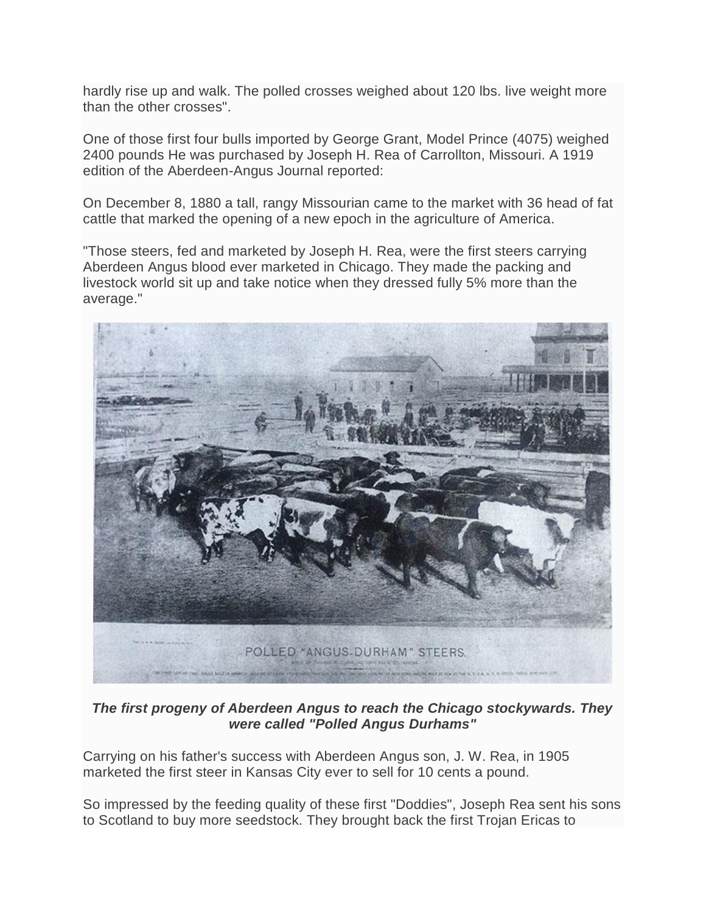hardly rise up and walk. The polled crosses weighed about 120 lbs. live weight more than the other crosses".

One of those first four bulls imported by George Grant, Model Prince (4075) weighed 2400 pounds He was purchased by Joseph H. Rea of Carrollton, Missouri. A 1919 edition of the Aberdeen-Angus Journal reported:

On December 8, 1880 a tall, rangy Missourian came to the market with 36 head of fat cattle that marked the opening of a new epoch in the agriculture of America.

"Those steers, fed and marketed by Joseph H. Rea, were the first steers carrying Aberdeen Angus blood ever marketed in Chicago. They made the packing and livestock world sit up and take notice when they dressed fully 5% more than the average."

***The first progeny of Aberdeen Angus to reach the Chicago stockywards. They were called "Polled Angus Durhams"***

Carrying on his father's success with Aberdeen Angus son, J. W. Rea, in 1905 marketed the first steer in Kansas City ever to sell for 10 cents a pound.

So impressed by the feeding quality of these first "Doddies", Joseph Rea sent his sons to Scotland to buy more seedstock. They brought back the first Trojan Ericas to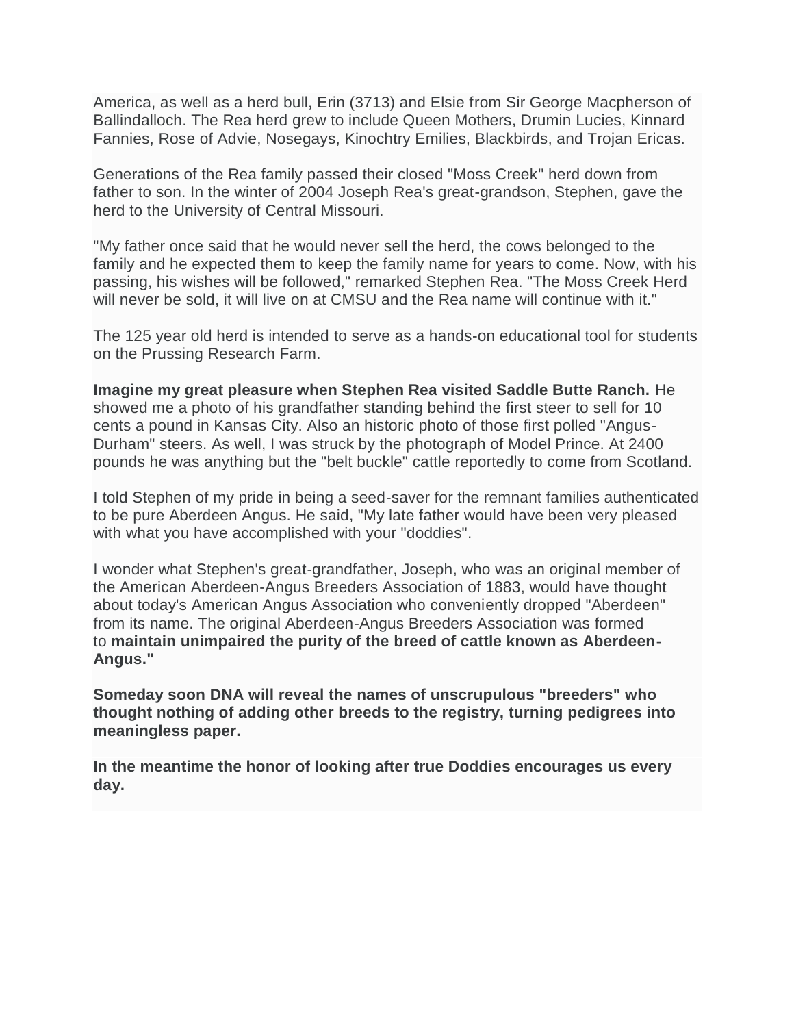America, as well as a herd bull, Erin (3713) and Elsie from Sir George Macpherson of Ballindalloch. The Rea herd grew to include Queen Mothers, Drumin Lucies, Kinnard Fannies, Rose of Advie, Nosegays, Kinochtry Emilies, Blackbirds, and Trojan Ericas.

Generations of the Rea family passed their closed "Moss Creek" herd down from father to son. In the winter of 2004 Joseph Rea's great-grandson, Stephen, gave the herd to the University of Central Missouri.

"My father once said that he would never sell the herd, the cows belonged to the family and he expected them to keep the family name for years to come. Now, with his passing, his wishes will be followed," remarked Stephen Rea. "The Moss Creek Herd will never be sold, it will live on at CMSU and the Rea name will continue with it."

The 125 year old herd is intended to serve as a hands-on educational tool for students on the Prussing Research Farm.

**Imagine my great pleasure when Stephen Rea visited Saddle Butte Ranch.** He showed me a photo of his grandfather standing behind the first steer to sell for 10 cents a pound in Kansas City. Also an historic photo of those first polled "Angus-Durham" steers. As well, I was struck by the photograph of Model Prince. At 2400 pounds he was anything but the "belt buckle" cattle reportedly to come from Scotland.

I told Stephen of my pride in being a seed-saver for the remnant families authenticated to be pure Aberdeen Angus. He said, "My late father would have been very pleased with what you have accomplished with your "doddies".

I wonder what Stephen's great-grandfather, Joseph, who was an original member of the American Aberdeen-Angus Breeders Association of 1883, would have thought about today's American Angus Association who conveniently dropped "Aberdeen" from its name. The original Aberdeen-Angus Breeders Association was formed to **maintain unimpaired the purity of the breed of cattle known as Aberdeen-Angus."**

**Someday soon DNA will reveal the names of unscrupulous "breeders" who thought nothing of adding other breeds to the registry, turning pedigrees into meaningless paper.**

**In the meantime the honor of looking after true Doddies encourages us every day.**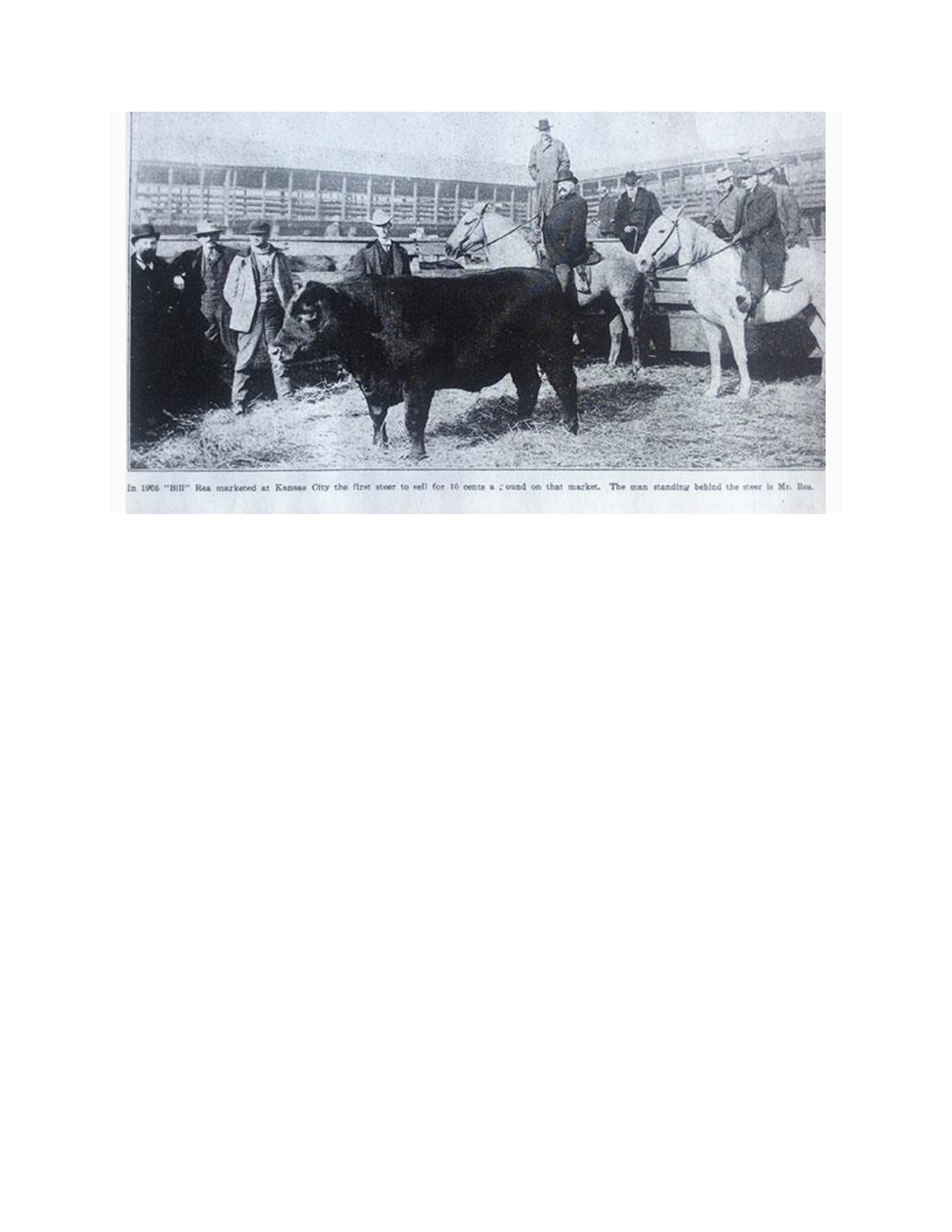In 1905 "Bill" Rea marketed at Kansas City the first steer to sell for 10 cents a pound on that market. The man standing behind the steer is Mr. Rea.